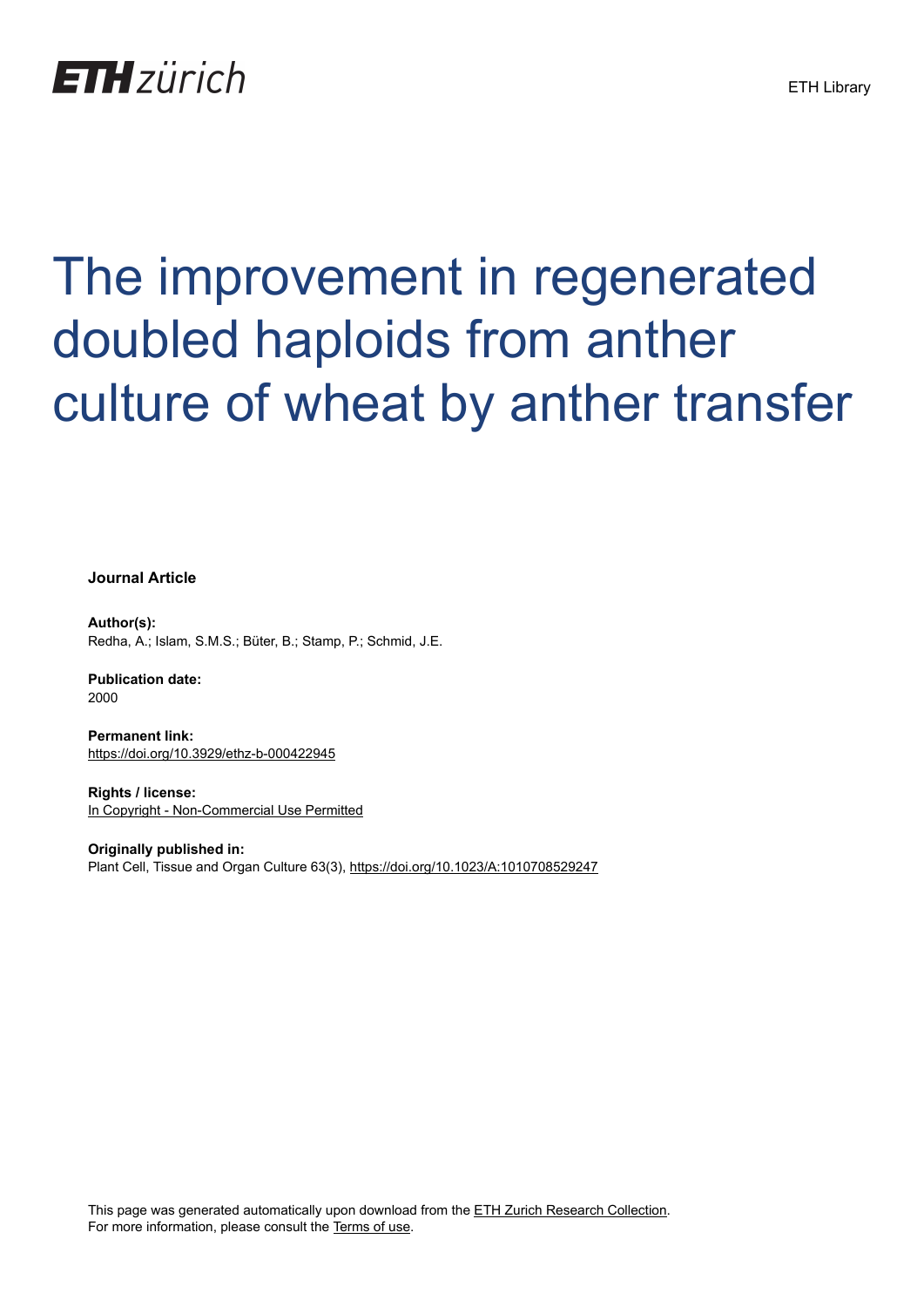ETH zürich

ETH Library

# The improvement in regenerated doubled haploids from anther culture of wheat by anther transfer

**Journal Article**

**Author(s):**
Redha, A.; Islam, S.M.S.; Büter, B.; Stamp, P.; Schmid, J.E.

**Publication date:**
2000

**Permanent link:**
https://doi.org/10.3929/ethz-b-000422945

**Rights / license:**
In Copyright - Non-Commercial Use Permitted

**Originally published in:**
Plant Cell, Tissue and Organ Culture 63(3), https://doi.org/10.1023/A:1010708529247

This page was generated automatically upon download from the ETH Zurich Research Collection.
For more information, please consult the Terms of use.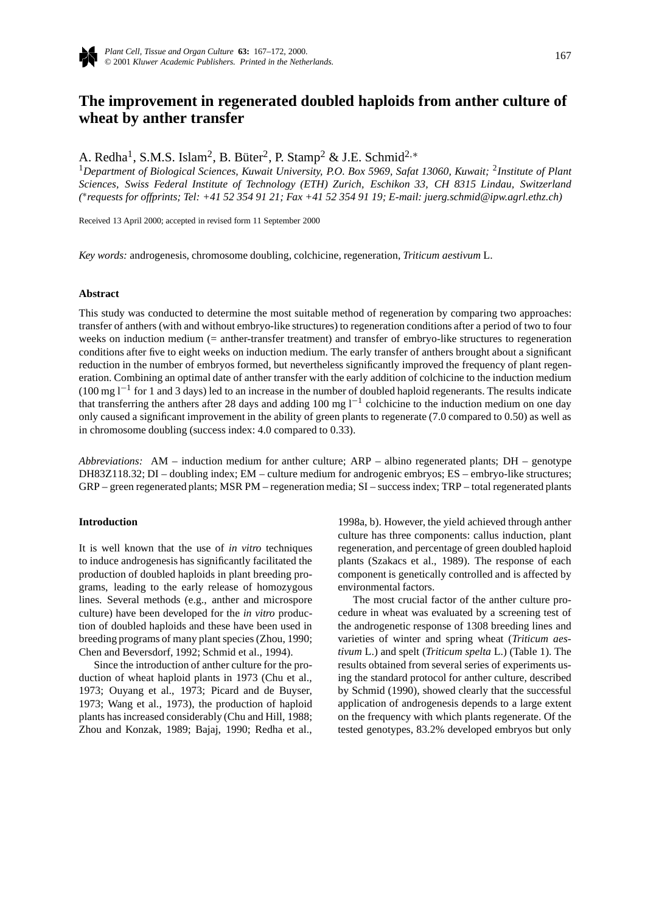# The improvement in regenerated doubled haploids from anther culture of wheat by anther transfer

A. Redha[1], S.M.S. Islam[2], B. Büter[2], P. Stamp[2] & J.E. Schmid[2,*]

[1]*Department of Biological Sciences, Kuwait University, P.O. Box 5969, Safat 13060, Kuwait;* [2]*Institute of Plant Sciences, Swiss Federal Institute of Technology (ETH) Zurich, Eschikon 33, CH 8315 Lindau, Switzerland (*requests for offprints; Tel: +41 52 354 91 21; Fax +41 52 354 91 19; E-mail: juerg.schmid@ipw.agrl.ethz.ch)*

Received 13 April 2000; accepted in revised form 11 September 2000

*Key words:* androgenesis, chromosome doubling, colchicine, regeneration, *Triticum aestivum* L.

## Abstract

This study was conducted to determine the most suitable method of regeneration by comparing two approaches: transfer of anthers (with and without embryo-like structures) to regeneration conditions after a period of two to four weeks on induction medium (= anther-transfer treatment) and transfer of embryo-like structures to regeneration conditions after five to eight weeks on induction medium. The early transfer of anthers brought about a significant reduction in the number of embryos formed, but nevertheless significantly improved the frequency of plant regeneration. Combining an optimal date of anther transfer with the early addition of colchicine to the induction medium (100 mg $l^{-1}$ for 1 and 3 days) led to an increase in the number of doubled haploid regenerants. The results indicate that transferring the anthers after 28 days and adding 100 mg $l^{-1}$ colchicine to the induction medium on one day only caused a significant improvement in the ability of green plants to regenerate (7.0 compared to 0.50) as well as in chromosome doubling (success index: 4.0 compared to 0.33).

*Abbreviations:* AM – induction medium for anther culture; ARP – albino regenerated plants; DH – genotype DH83Z118.32; DI – doubling index; EM – culture medium for androgenic embryos; ES – embryo-like structures; GRP – green regenerated plants; MSR PM – regeneration media; SI – success index; TRP – total regenerated plants

## Introduction

It is well known that the use of *in vitro* techniques to induce androgenesis has significantly facilitated the production of doubled haploids in plant breeding programs, leading to the early release of homozygous lines. Several methods (e.g., anther and microspore culture) have been developed for the *in vitro* production of doubled haploids and these have been used in breeding programs of many plant species (Zhou, 1990; Chen and Beversdorf, 1992; Schmid et al., 1994).

Since the introduction of anther culture for the production of wheat haploid plants in 1973 (Chu et al., 1973; Ouyang et al., 1973; Picard and de Buyser, 1973; Wang et al., 1973), the production of haploid plants has increased considerably (Chu and Hill, 1988; Zhou and Konzak, 1989; Bajaj, 1990; Redha et al., 1998a, b). However, the yield achieved through anther culture has three components: callus induction, plant regeneration, and percentage of green doubled haploid plants (Szakacs et al., 1989). The response of each component is genetically controlled and is affected by environmental factors.

The most crucial factor of the anther culture procedure in wheat was evaluated by a screening test of the androgenetic response of 1308 breeding lines and varieties of winter and spring wheat (*Triticum aestivum* L.) and spelt (*Triticum spelta* L.) (Table 1). The results obtained from several series of experiments using the standard protocol for anther culture, described by Schmid (1990), showed clearly that the successful application of androgenesis depends to a large extent on the frequency with which plants regenerate. Of the tested genotypes, 83.2% developed embryos but only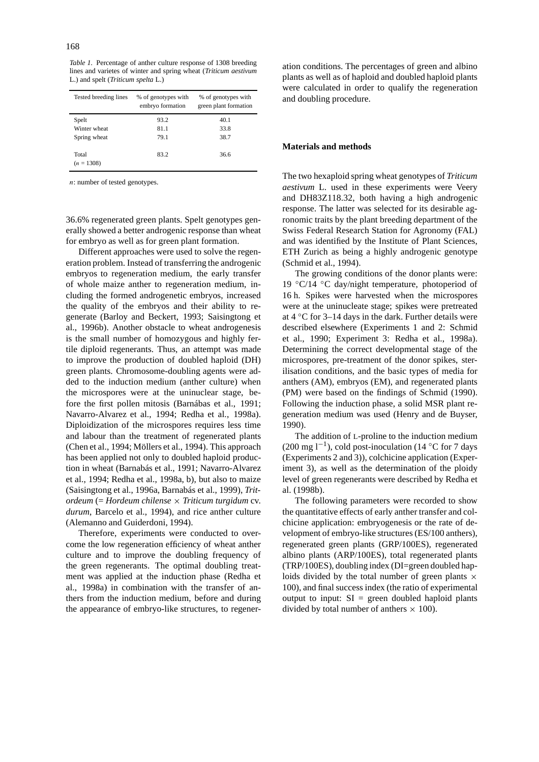*Table 1.* Percentage of anther culture response of 1308 breeding lines and varietes of winter and spring wheat (*Triticum aestivum* L.) and spelt (*Triticum spelta* L.)

| Tested breeding lines | % of genotypes with embryo formation | % of genotypes with green plant formation |
|---|---|---|
| Spelt | 93.2 | 40.1 |
| Winter wheat | 81.1 | 33.8 |
| Spring wheat | 79.1 | 38.7 |
| Total ($n$ = 1308) | 83.2 | 36.6 |

$n$: number of tested genotypes.

36.6% regenerated green plants. Spelt genotypes generally showed a better androgenic response than wheat for embryo as well as for green plant formation.

Different approaches were used to solve the regeneration problem. Instead of transferring the androgenic embryos to regeneration medium, the early transfer of whole maize anther to regeneration medium, including the formed androgenetic embryos, increased the quality of the embryos and their ability to regenerate (Barloy and Beckert, 1993; Saisingtong et al., 1996b). Another obstacle to wheat androgenesis is the small number of homozygous and highly fertile diploid regenerants. Thus, an attempt was made to improve the production of doubled haploid (DH) green plants. Chromosome-doubling agents were added to the induction medium (anther culture) when the microspores were at the uninuclear stage, before the first pollen mitosis (Barnábas et al., 1991; Navarro-Alvarez et al., 1994; Redha et al., 1998a). Diploidization of the microspores requires less time and labour than the treatment of regenerated plants (Chen et al., 1994; Möllers et al., 1994). This approach has been applied not only to doubled haploid production in wheat (Barnabás et al., 1991; Navarro-Alvarez et al., 1994; Redha et al., 1998a, b), but also to maize (Saisingtong et al., 1996a, Barnabás et al., 1999), *Tritordeum* (= *Hordeum chilense* × *Triticum turgidum* cv. *durum*, Barcelo et al., 1994), and rice anther culture (Alemanno and Guiderdoni, 1994).

Therefore, experiments were conducted to overcome the low regeneration efficiency of wheat anther culture and to improve the doubling frequency of the green regenerants. The optimal doubling treatment was applied at the induction phase (Redha et al., 1998a) in combination with the transfer of anthers from the induction medium, before and during the appearance of embryo-like structures, to regeneration conditions. The percentages of green and albino plants as well as of haploid and doubled haploid plants were calculated in order to qualify the regeneration and doubling procedure.

## Materials and methods

The two hexaploid spring wheat genotypes of *Triticum aestivum* L. used in these experiments were Veery and DH83Z118.32, both having a high androgenic response. The latter was selected for its desirable agronomic traits by the plant breeding department of the Swiss Federal Research Station for Agronomy (FAL) and was identified by the Institute of Plant Sciences, ETH Zurich as being a highly androgenic genotype (Schmid et al., 1994).

The growing conditions of the donor plants were: 19 °C/14 °C day/night temperature, photoperiod of 16 h. Spikes were harvested when the microspores were at the uninucleate stage; spikes were pretreated at 4 °C for 3–14 days in the dark. Further details were described elsewhere (Experiments 1 and 2: Schmid et al., 1990; Experiment 3: Redha et al., 1998a). Determining the correct developmental stage of the microspores, pre-treatment of the donor spikes, sterilisation conditions, and the basic types of media for anthers (AM), embryos (EM), and regenerated plants (PM) were based on the findings of Schmid (1990). Following the induction phase, a solid MSR plant regeneration medium was used (Henry and de Buyser, 1990).

The addition of L-proline to the induction medium (200 mg $l^{-1}$), cold post-inoculation (14 °C for 7 days (Experiments 2 and 3)), colchicine application (Experiment 3), as well as the determination of the ploidy level of green regenerants were described by Redha et al. (1998b).

The following parameters were recorded to show the quantitative effects of early anther transfer and colchicine application: embryogenesis or the rate of development of embryo-like structures (ES/100 anthers), regenerated green plants (GRP/100ES), regenerated albino plants (ARP/100ES), total regenerated plants (TRP/100ES), doubling index (DI=green doubled haploids divided by the total number of green plants × 100), and final success index (the ratio of experimental output to input: SI = green doubled haploid plants divided by total number of anthers × 100).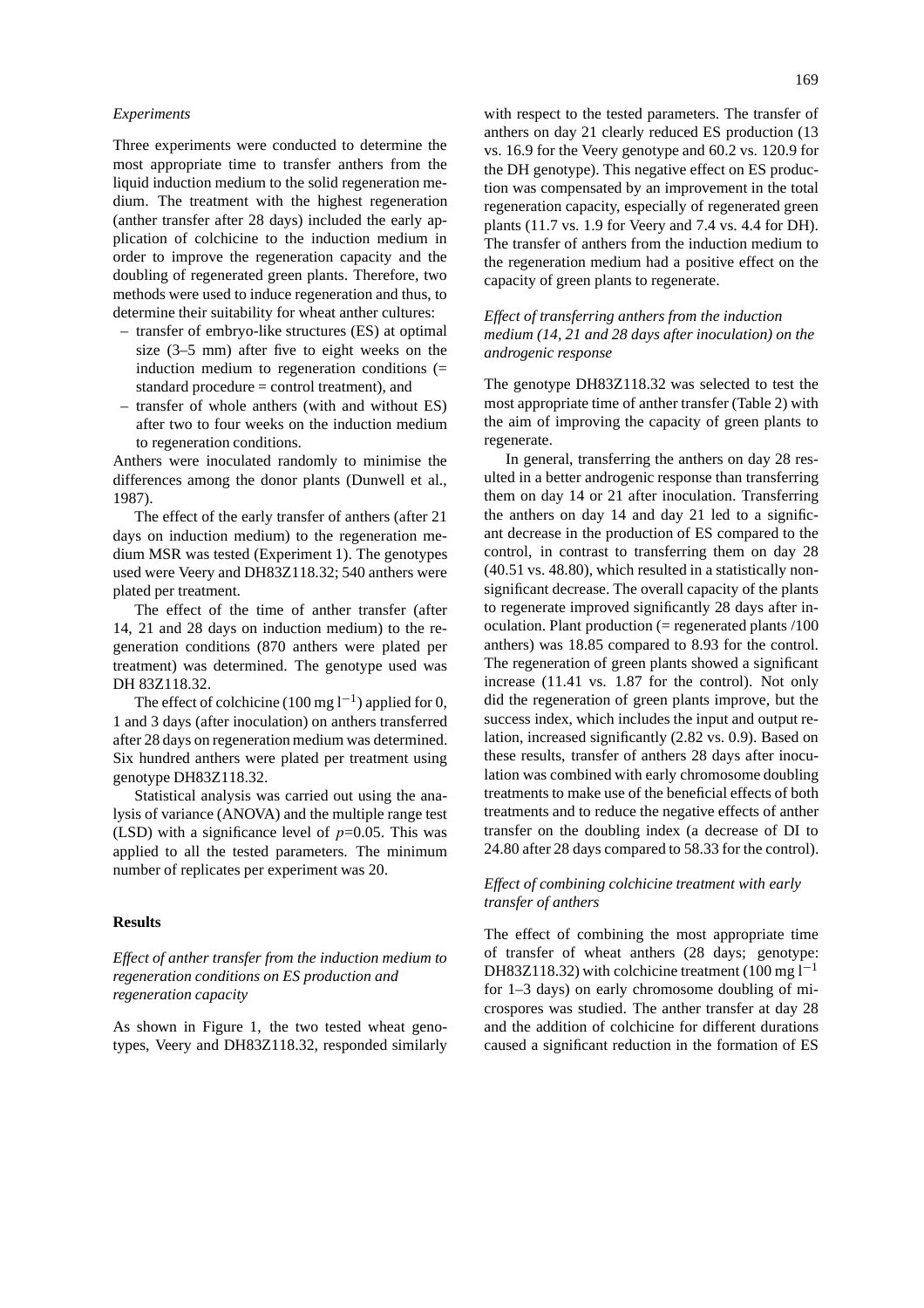*Experiments*

Three experiments were conducted to determine the most appropriate time to transfer anthers from the liquid induction medium to the solid regeneration medium. The treatment with the highest regeneration (anther transfer after 28 days) included the early application of colchicine to the induction medium in order to improve the regeneration capacity and the doubling of regenerated green plants. Therefore, two methods were used to induce regeneration and thus, to determine their suitability for wheat anther cultures:

- transfer of embryo-like structures (ES) at optimal size (3–5 mm) after five to eight weeks on the induction medium to regeneration conditions (= standard procedure = control treatment), and
- transfer of whole anthers (with and without ES) after two to four weeks on the induction medium to regeneration conditions.

Anthers were inoculated randomly to minimise the differences among the donor plants (Dunwell et al., 1987).

The effect of the early transfer of anthers (after 21 days on induction medium) to the regeneration medium MSR was tested (Experiment 1). The genotypes used were Veery and DH83Z118.32; 540 anthers were plated per treatment.

The effect of the time of anther transfer (after 14, 21 and 28 days on induction medium) to the regeneration conditions (870 anthers were plated per treatment) was determined. The genotype used was DH 83Z118.32.

The effect of colchicine (100 mg $l^{-1}$) applied for 0, 1 and 3 days (after inoculation) on anthers transferred after 28 days on regeneration medium was determined. Six hundred anthers were plated per treatment using genotype DH83Z118.32.

Statistical analysis was carried out using the analysis of variance (ANOVA) and the multiple range test (LSD) with a significance level of $p$=0.05. This was applied to all the tested parameters. The minimum number of replicates per experiment was 20.

## Results

*Effect of anther transfer from the induction medium to regeneration conditions on ES production and regeneration capacity*

As shown in Figure 1, the two tested wheat genotypes, Veery and DH83Z118.32, responded similarly with respect to the tested parameters. The transfer of anthers on day 21 clearly reduced ES production (13 vs. 16.9 for the Veery genotype and 60.2 vs. 120.9 for the DH genotype). This negative effect on ES production was compensated by an improvement in the total regeneration capacity, especially of regenerated green plants (11.7 vs. 1.9 for Veery and 7.4 vs. 4.4 for DH). The transfer of anthers from the induction medium to the regeneration medium had a positive effect on the capacity of green plants to regenerate.

*Effect of transferring anthers from the induction medium (14, 21 and 28 days after inoculation) on the androgenic response*

The genotype DH83Z118.32 was selected to test the most appropriate time of anther transfer (Table 2) with the aim of improving the capacity of green plants to regenerate.

In general, transferring the anthers on day 28 resulted in a better androgenic response than transferring them on day 14 or 21 after inoculation. Transferring the anthers on day 14 and day 21 led to a significant decrease in the production of ES compared to the control, in contrast to transferring them on day 28 (40.51 vs. 48.80), which resulted in a statistically non-significant decrease. The overall capacity of the plants to regenerate improved significantly 28 days after inoculation. Plant production (= regenerated plants /100 anthers) was 18.85 compared to 8.93 for the control. The regeneration of green plants showed a significant increase (11.41 vs. 1.87 for the control). Not only did the regeneration of green plants improve, but the success index, which includes the input and output relation, increased significantly (2.82 vs. 0.9). Based on these results, transfer of anthers 28 days after inoculation was combined with early chromosome doubling treatments to make use of the beneficial effects of both treatments and to reduce the negative effects of anther transfer on the doubling index (a decrease of DI to 24.80 after 28 days compared to 58.33 for the control).

*Effect of combining colchicine treatment with early transfer of anthers*

The effect of combining the most appropriate time of transfer of wheat anthers (28 days; genotype: DH83Z118.32) with colchicine treatment (100 mg $l^{-1}$ for 1–3 days) on early chromosome doubling of microspores was studied. The anther transfer at day 28 and the addition of colchicine for different durations caused a significant reduction in the formation of ES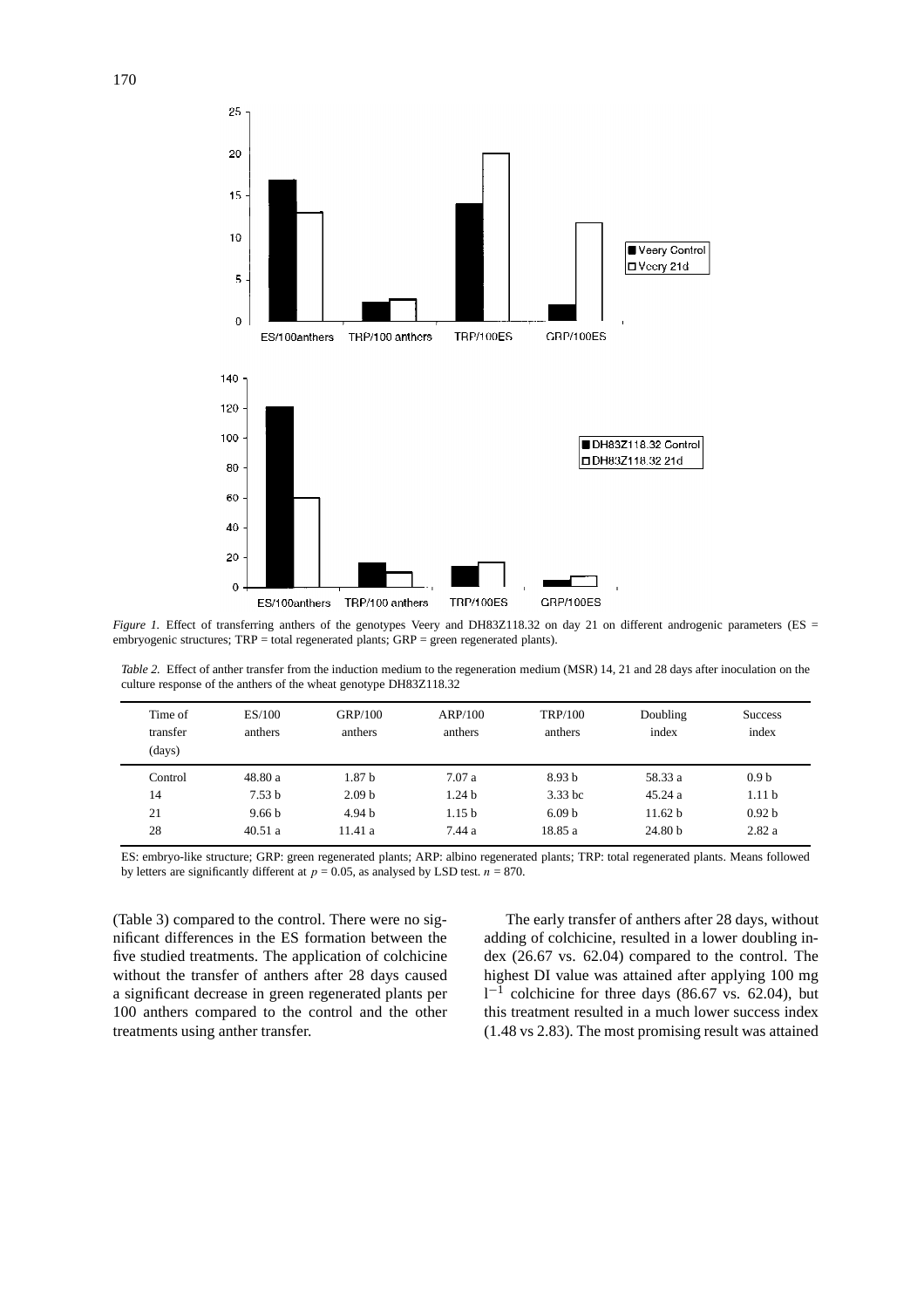*Figure 1.* Effect of transferring anthers of the genotypes Veery and DH83Z118.32 on day 21 on different androgenic parameters (ES = embryogenic structures; TRP = total regenerated plants; GRP = green regenerated plants).

*Table 2.* Effect of anther transfer from the induction medium to the regeneration medium (MSR) 14, 21 and 28 days after inoculation on the culture response of the anthers of the wheat genotype DH83Z118.32

| Time of transfer (days) | ES/100 anthers | GRP/100 anthers | ARP/100 anthers | TRP/100 anthers | Doubling index | Success index |
|---|---|---|---|---|---|---|
| Control | 48.80 a | 1.87 b | 7.07 a | 8.93 b | 58.33 a | 0.9 b |
| 14 | 7.53 b | 2.09 b | 1.24 b | 3.33 bc | 45.24 a | 1.11 b |
| 21 | 9.66 b | 4.94 b | 1.15 b | 6.09 b | 11.62 b | 0.92 b |
| 28 | 40.51 a | 11.41 a | 7.44 a | 18.85 a | 24.80 b | 2.82 a |

ES: embryo-like structure; GRP: green regenerated plants; ARP: albino regenerated plants; TRP: total regenerated plants. Means followed by letters are significantly different at $p = 0.05$, as analysed by LSD test. $n = 870$.

(Table 3) compared to the control. There were no significant differences in the ES formation between the five studied treatments. The application of colchicine without the transfer of anthers after 28 days caused a significant decrease in green regenerated plants per 100 anthers compared to the control and the other treatments using anther transfer.

The early transfer of anthers after 28 days, without adding of colchicine, resulted in a lower doubling index (26.67 vs. 62.04) compared to the control. The highest DI value was attained after applying 100 mg $l^{-1}$ colchicine for three days (86.67 vs. 62.04), but this treatment resulted in a much lower success index (1.48 vs 2.83). The most promising result was attained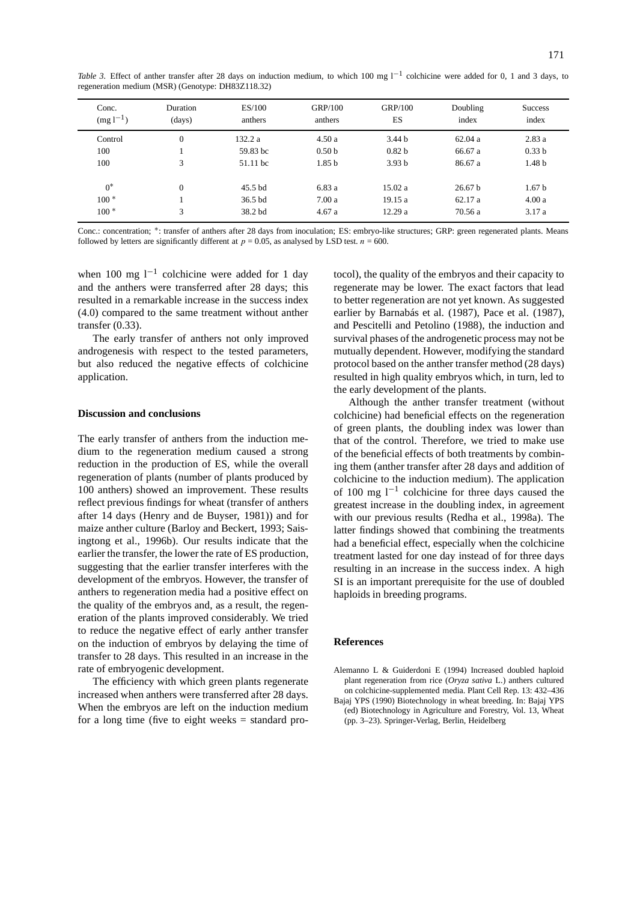*Table 3.* Effect of anther transfer after 28 days on induction medium, to which 100 mg $l^{-1}$ colchicine were added for 0, 1 and 3 days, to regeneration medium (MSR) (Genotype: DH83Z118.32)

| Conc. ($mg\,l^{-1}$) | Duration (days) | ES/100 anthers | GRP/100 anthers | GRP/100 ES | Doubling index | Success index |
|---|---|---|---|---|---|---|
| Control | 0 | 132.2 a | 4.50 a | 3.44 b | 62.04 a | 2.83 a |
| 100 | 1 | 59.83 bc | 0.50 b | 0.82 b | 66.67 a | 0.33 b |
| 100 | 3 | 51.11 bc | 1.85 b | 3.93 b | 86.67 a | 1.48 b |
| 0* | 0 | 45.5 bd | 6.83 a | 15.02 a | 26.67 b | 1.67 b |
| 100 * | 1 | 36.5 bd | 7.00 a | 19.15 a | 62.17 a | 4.00 a |
| 100 * | 3 | 38.2 bd | 4.67 a | 12.29 a | 70.56 a | 3.17 a |

Conc.: concentration; *: transfer of anthers after 28 days from inoculation; ES: embryo-like structures; GRP: green regenerated plants. Means followed by letters are significantly different at $p = 0.05$, as analysed by LSD test. $n = 600$.

when 100 mg $l^{-1}$ colchicine were added for 1 day and the anthers were transferred after 28 days; this resulted in a remarkable increase in the success index (4.0) compared to the same treatment without anther transfer (0.33).

The early transfer of anthers not only improved androgenesis with respect to the tested parameters, but also reduced the negative effects of colchicine application.

## Discussion and conclusions

The early transfer of anthers from the induction medium to the regeneration medium caused a strong reduction in the production of ES, while the overall regeneration of plants (number of plants produced by 100 anthers) showed an improvement. These results reflect previous findings for wheat (transfer of anthers after 14 days (Henry and de Buyser, 1981)) and for maize anther culture (Barloy and Beckert, 1993; Saisingtong et al., 1996b). Our results indicate that the earlier the transfer, the lower the rate of ES production, suggesting that the earlier transfer interferes with the development of the embryos. However, the transfer of anthers to regeneration media had a positive effect on the quality of the embryos and, as a result, the regeneration of the plants improved considerably. We tried to reduce the negative effect of early anther transfer on the induction of embryos by delaying the time of transfer to 28 days. This resulted in an increase in the rate of embryogenic development.

The efficiency with which green plants regenerate increased when anthers were transferred after 28 days. When the embryos are left on the induction medium for a long time (five to eight weeks = standard protocol), the quality of the embryos and their capacity to regenerate may be lower. The exact factors that lead to better regeneration are not yet known. As suggested earlier by Barnabás et al. (1987), Pace et al. (1987), and Pescitelli and Petolino (1988), the induction and survival phases of the androgenetic process may not be mutually dependent. However, modifying the standard protocol based on the anther transfer method (28 days) resulted in high quality embryos which, in turn, led to the early development of the plants.

Although the anther transfer treatment (without colchicine) had beneficial effects on the regeneration of green plants, the doubling index was lower than that of the control. Therefore, we tried to make use of the beneficial effects of both treatments by combining them (anther transfer after 28 days and addition of colchicine to the induction medium). The application of 100 mg $l^{-1}$ colchicine for three days caused the greatest increase in the doubling index, in agreement with our previous results (Redha et al., 1998a). The latter findings showed that combining the treatments had a beneficial effect, especially when the colchicine treatment lasted for one day instead of for three days resulting in an increase in the success index. A high SI is an important prerequisite for the use of doubled haploids in breeding programs.

## References

Alemanno L & Guiderdoni E (1994) Increased doubled haploid plant regeneration from rice (*Oryza sativa* L.) anthers cultured on colchicine-supplemented media. Plant Cell Rep. 13: 432–436

Bajaj YPS (1990) Biotechnology in wheat breeding. In: Bajaj YPS (ed) Biotechnology in Agriculture and Forestry, Vol. 13, Wheat (pp. 3–23). Springer-Verlag, Berlin, Heidelberg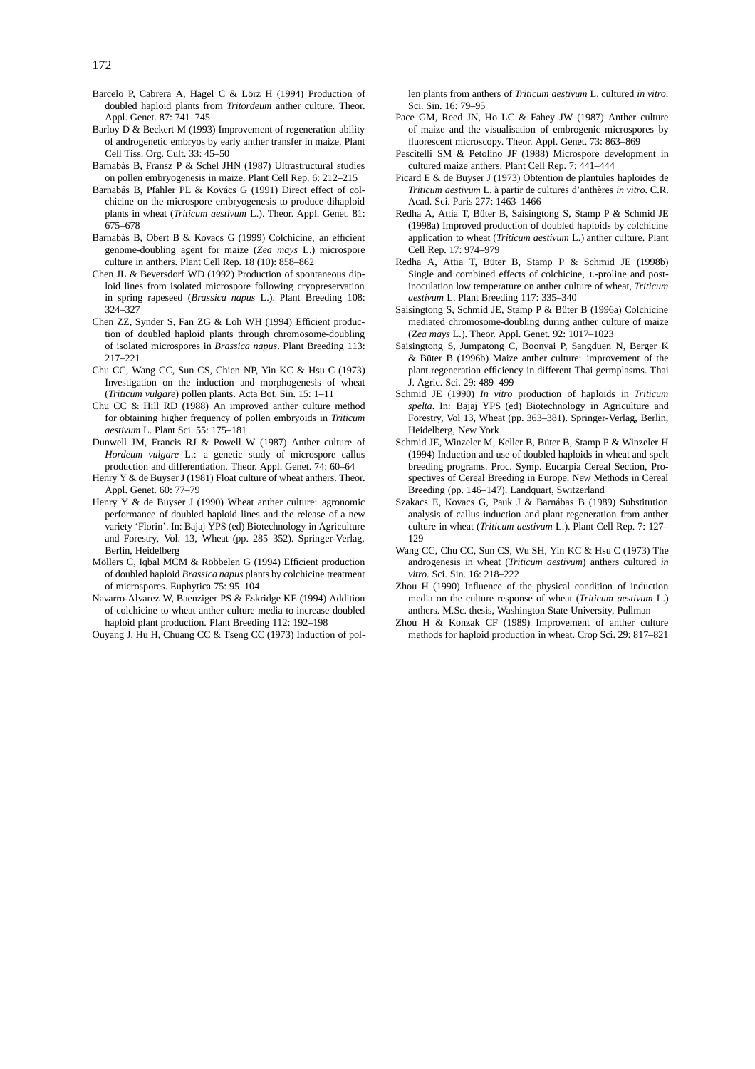Barcelo P, Cabrera A, Hagel C & Lörz H (1994) Production of doubled haploid plants from *Tritordeum* anther culture. Theor. Appl. Genet. 87: 741–745

Barloy D & Beckert M (1993) Improvement of regeneration ability of androgenetic embryos by early anther transfer in maize. Plant Cell Tiss. Org. Cult. 33: 45–50

Barnabás B, Fransz P & Schel JHN (1987) Ultrastructural studies on pollen embryogenesis in maize. Plant Cell Rep. 6: 212–215

Barnabás B, Pfahler PL & Kovács G (1991) Direct effect of colchicine on the microspore embryogenesis to produce dihaploid plants in wheat (*Triticum aestivum* L.). Theor. Appl. Genet. 81: 675–678

Barnabás B, Obert B & Kovacs G (1999) Colchicine, an efficient genome-doubling agent for maize (*Zea mays* L.) microspore culture in anthers. Plant Cell Rep. 18 (10): 858–862

Chen JL & Beversdorf WD (1992) Production of spontaneous diploid lines from isolated microspore following cryopreservation in spring rapeseed (*Brassica napus* L.). Plant Breeding 108: 324–327

Chen ZZ, Synder S, Fan ZG & Loh WH (1994) Efficient production of doubled haploid plants through chromosome-doubling of isolated microspores in *Brassica napus*. Plant Breeding 113: 217–221

Chu CC, Wang CC, Sun CS, Chien NP, Yin KC & Hsu C (1973) Investigation on the induction and morphogenesis of wheat (*Triticum vulgare*) pollen plants. Acta Bot. Sin. 15: 1–11

Chu CC & Hill RD (1988) An improved anther culture method for obtaining higher frequency of pollen embryoids in *Triticum aestivum* L. Plant Sci. 55: 175–181

Dunwell JM, Francis RJ & Powell W (1987) Anther culture of *Hordeum vulgare* L.: a genetic study of microspore callus production and differentiation. Theor. Appl. Genet. 74: 60–64

Henry Y & de Buyser J (1981) Float culture of wheat anthers. Theor. Appl. Genet. 60: 77–79

Henry Y & de Buyser J (1990) Wheat anther culture: agronomic performance of doubled haploid lines and the release of a new variety 'Florin'. In: Bajaj YPS (ed) Biotechnology in Agriculture and Forestry, Vol. 13, Wheat (pp. 285–352). Springer-Verlag, Berlin, Heidelberg

Möllers C, Iqbal MCM & Röbbelen G (1994) Efficient production of doubled haploid *Brassica napus* plants by colchicine treatment of microspores. Euphytica 75: 95–104

Navarro-Alvarez W, Baenziger PS & Eskridge KE (1994) Addition of colchicine to wheat anther culture media to increase doubled haploid plant production. Plant Breeding 112: 192–198

Ouyang J, Hu H, Chuang CC & Tseng CC (1973) Induction of pollen plants from anthers of *Triticum aestivum* L. cultured *in vitro*. Sci. Sin. 16: 79–95

Pace GM, Reed JN, Ho LC & Fahey JW (1987) Anther culture of maize and the visualisation of embrogenic microspores by fluorescent microscopy. Theor. Appl. Genet. 73: 863–869

Pescitelli SM & Petolino JF (1988) Microspore development in cultured maize anthers. Plant Cell Rep. 7: 441–444

Picard E & de Buyser J (1973) Obtention de plantules haploides de *Triticum aestivum* L. à partir de cultures d'anthères *in vitro*. C.R. Acad. Sci. Paris 277: 1463–1466

Redha A, Attia T, Büter B, Saisingtong S, Stamp P & Schmid JE (1998a) Improved production of doubled haploids by colchicine application to wheat (*Triticum aestivum* L.) anther culture. Plant Cell Rep. 17: 974–979

Redha A, Attia T, Büter B, Stamp P & Schmid JE (1998b) Single and combined effects of colchicine, L-proline and post-inoculation low temperature on anther culture of wheat, *Triticum aestivum* L. Plant Breeding 117: 335–340

Saisingtong S, Schmid JE, Stamp P & Büter B (1996a) Colchicine mediated chromosome-doubling during anther culture of maize (*Zea mays* L.). Theor. Appl. Genet. 92: 1017–1023

Saisingtong S, Jumpatong C, Boonyai P, Sangduen N, Berger K & Büter B (1996b) Maize anther culture: improvement of the plant regeneration efficiency in different Thai germplasms. Thai J. Agric. Sci. 29: 489–499

Schmid JE (1990) *In vitro* production of haploids in *Triticum spelta*. In: Bajaj YPS (ed) Biotechnology in Agriculture and Forestry, Vol 13, Wheat (pp. 363–381). Springer-Verlag, Berlin, Heidelberg, New York

Schmid JE, Winzeler M, Keller B, Büter B, Stamp P & Winzeler H (1994) Induction and use of doubled haploids in wheat and spelt breeding programs. Proc. Symp. Eucarpia Cereal Section, Prospectives of Cereal Breeding in Europe. New Methods in Cereal Breeding (pp. 146–147). Landquart, Switzerland

Szakacs E, Kovacs G, Pauk J & Barnábas B (1989) Substitution analysis of callus induction and plant regeneration from anther culture in wheat (*Triticum aestivum* L.). Plant Cell Rep. 7: 127–129

Wang CC, Chu CC, Sun CS, Wu SH, Yin KC & Hsu C (1973) The androgenesis in wheat (*Triticum aestivum*) anthers cultured *in vitro*. Sci. Sin. 16: 218–222

Zhou H (1990) Influence of the physical condition of induction media on the culture response of wheat (*Triticum aestivum* L.) anthers. M.Sc. thesis, Washington State University, Pullman

Zhou H & Konzak CF (1989) Improvement of anther culture methods for haploid production in wheat. Crop Sci. 29: 817–821